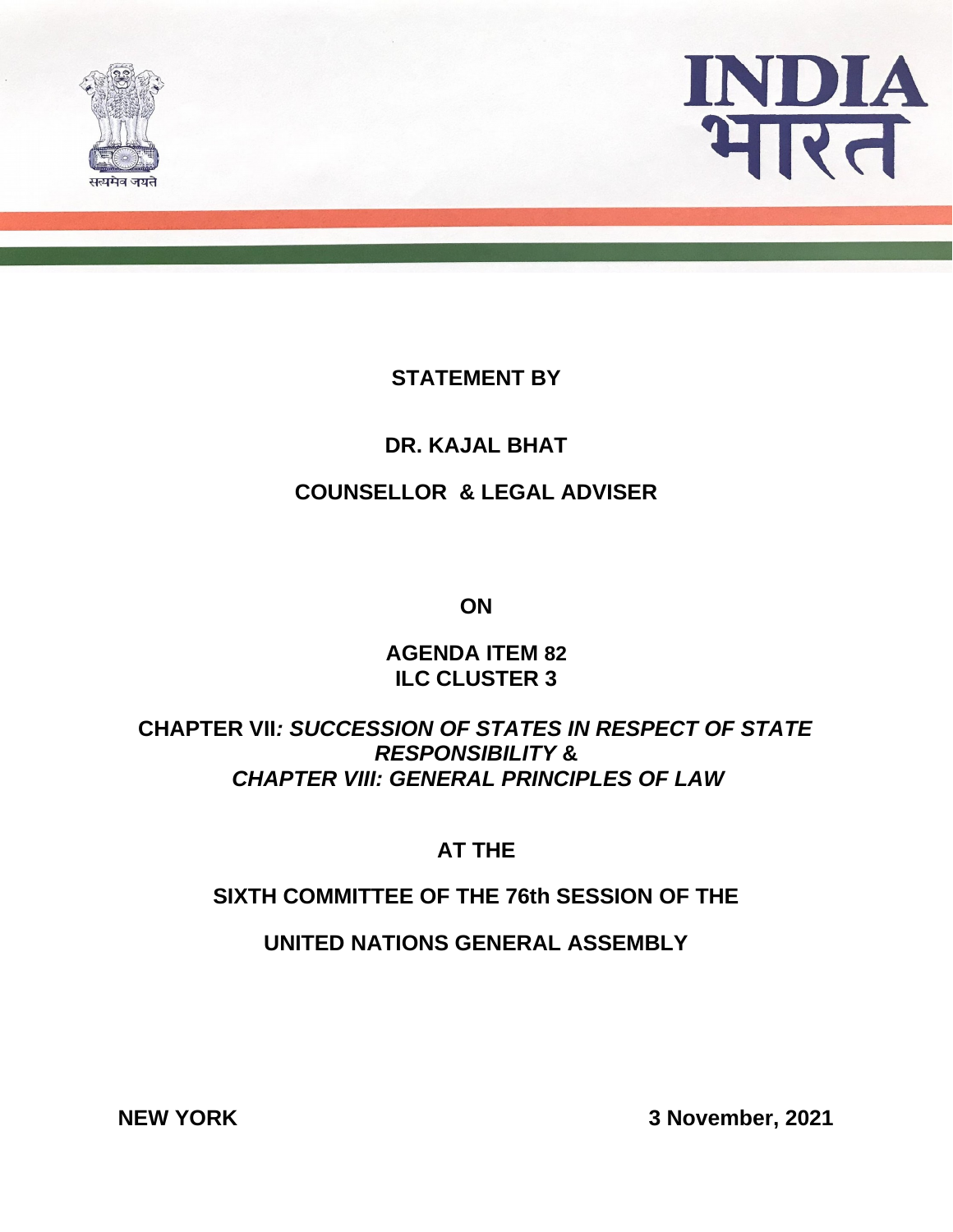सत्यमेव जयते

**INDIA**
**भारत**

**STATEMENT BY**

**DR. KAJAL BHAT**

**COUNSELLOR & LEGAL ADVISER**

**ON**

**AGENDA ITEM 82**
**ILC CLUSTER 3**

**CHAPTER VII*: SUCCESSION OF STATES IN RESPECT OF STATE RESPONSIBILITY* &**
***CHAPTER VIII: GENERAL PRINCIPLES OF LAW***

**AT THE**

**SIXTH COMMITTEE OF THE 76th SESSION OF THE**

**UNITED NATIONS GENERAL ASSEMBLY**

**NEW YORK** **3 November, 2021**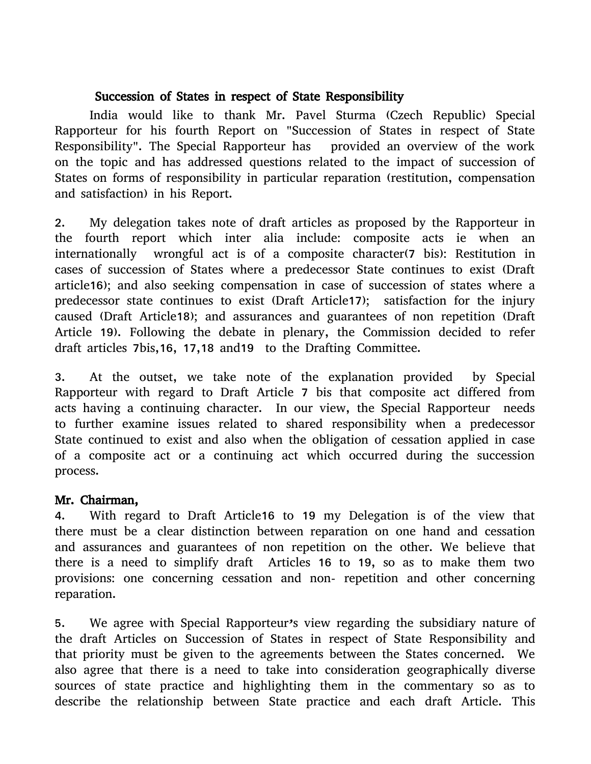## Succession of States in respect of State Responsibility

India would like to thank Mr. Pavel Sturma (Czech Republic) Special Rapporteur for his fourth Report on "Succession of States in respect of State Responsibility". The Special Rapporteur has provided an overview of the work on the topic and has addressed questions related to the impact of succession of States on forms of responsibility in particular reparation (restitution, compensation and satisfaction) in his Report.

2. My delegation takes note of draft articles as proposed by the Rapporteur in the fourth report which inter alia include: composite acts ie when an internationally wrongful act is of a composite character(7 bis): Restitution in cases of succession of States where a predecessor State continues to exist (Draft article16); and also seeking compensation in case of succession of states where a predecessor state continues to exist (Draft Article17); satisfaction for the injury caused (Draft Article18); and assurances and guarantees of non repetition (Draft Article 19). Following the debate in plenary, the Commission decided to refer draft articles 7bis,16, 17,18 and19 to the Drafting Committee.

3. At the outset, we take note of the explanation provided by Special Rapporteur with regard to Draft Article 7 bis that composite act differed from acts having a continuing character. In our view, the Special Rapporteur needs to further examine issues related to shared responsibility when a predecessor State continued to exist and also when the obligation of cessation applied in case of a composite act or a continuing act which occurred during the succession process.

**Mr. Chairman,**

4. With regard to Draft Article16 to 19 my Delegation is of the view that there must be a clear distinction between reparation on one hand and cessation and assurances and guarantees of non repetition on the other. We believe that there is a need to simplify draft Articles 16 to 19, so as to make them two provisions: one concerning cessation and non- repetition and other concerning reparation.

5. We agree with Special Rapporteur's view regarding the subsidiary nature of the draft Articles on Succession of States in respect of State Responsibility and that priority must be given to the agreements between the States concerned. We also agree that there is a need to take into consideration geographically diverse sources of state practice and highlighting them in the commentary so as to describe the relationship between State practice and each draft Article. This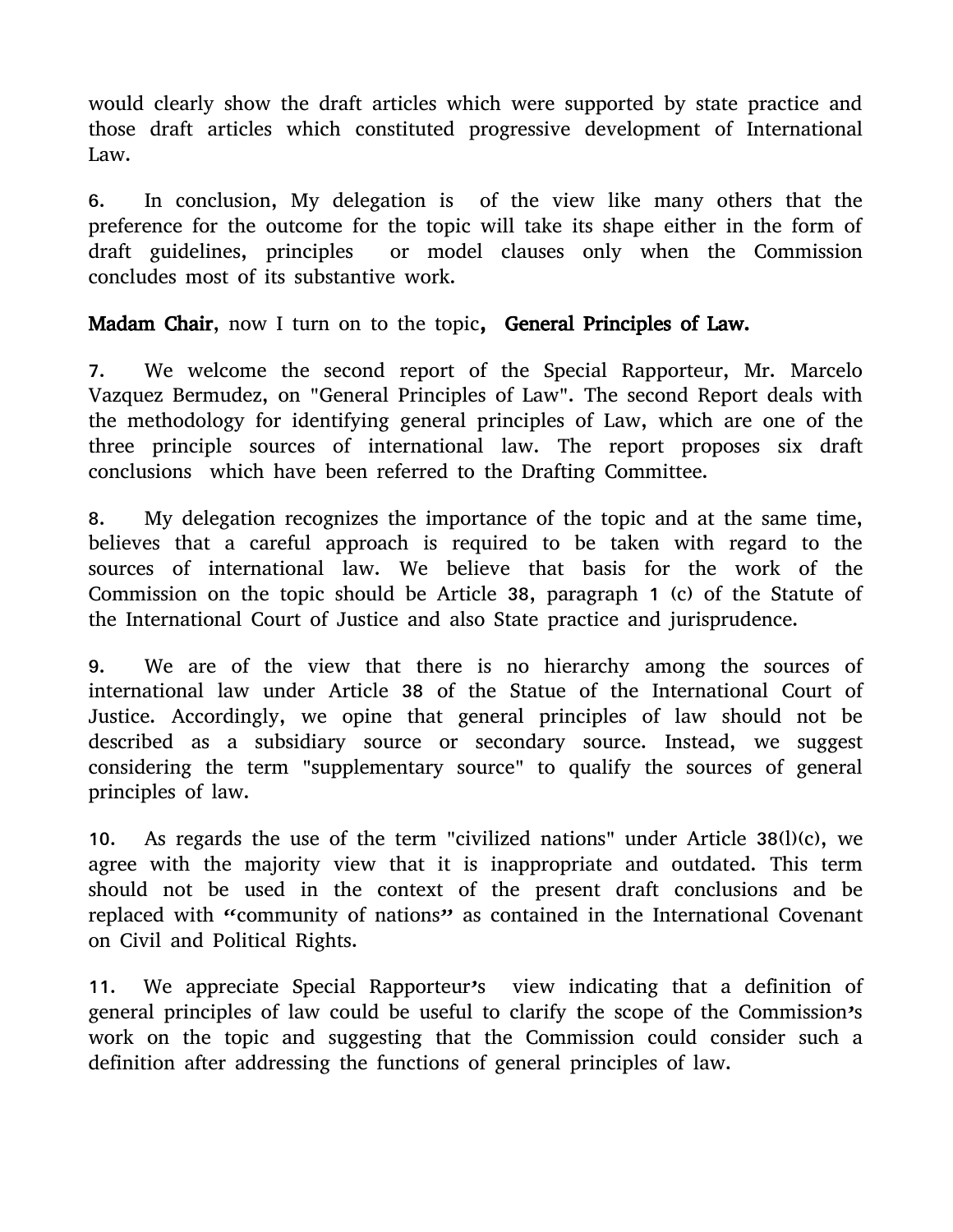would clearly show the draft articles which were supported by state practice and those draft articles which constituted progressive development of International Law.

6. In conclusion, My delegation is of the view like many others that the preference for the outcome for the topic will take its shape either in the form of draft guidelines, principles or model clauses only when the Commission concludes most of its substantive work.

**Madam Chair**, now I turn on to the topic, **General Principles of Law.**

7. We welcome the second report of the Special Rapporteur, Mr. Marcelo Vazquez Bermudez, on "General Principles of Law". The second Report deals with the methodology for identifying general principles of Law, which are one of the three principle sources of international law. The report proposes six draft conclusions which have been referred to the Drafting Committee.

8. My delegation recognizes the importance of the topic and at the same time, believes that a careful approach is required to be taken with regard to the sources of international law. We believe that basis for the work of the Commission on the topic should be Article 38, paragraph 1 (c) of the Statute of the International Court of Justice and also State practice and jurisprudence.

9. We are of the view that there is no hierarchy among the sources of international law under Article 38 of the Statue of the International Court of Justice. Accordingly, we opine that general principles of law should not be described as a subsidiary source or secondary source. Instead, we suggest considering the term "supplementary source" to qualify the sources of general principles of law.

10. As regards the use of the term "civilized nations" under Article 38(l)(c), we agree with the majority view that it is inappropriate and outdated. This term should not be used in the context of the present draft conclusions and be replaced with "community of nations" as contained in the International Covenant on Civil and Political Rights.

11. We appreciate Special Rapporteur's view indicating that a definition of general principles of law could be useful to clarify the scope of the Commission's work on the topic and suggesting that the Commission could consider such a definition after addressing the functions of general principles of law.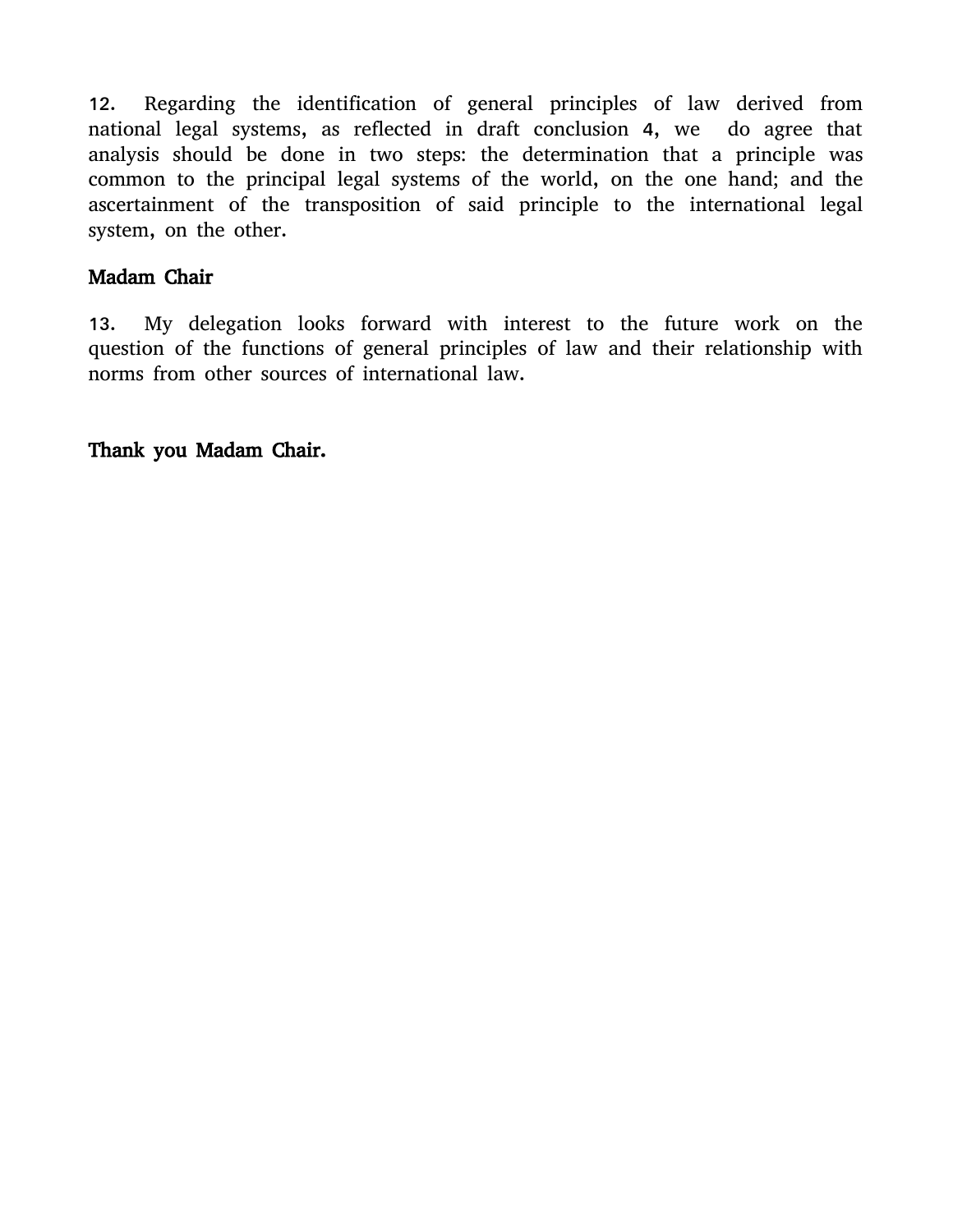12. Regarding the identification of general principles of law derived from national legal systems, as reflected in draft conclusion 4, we do agree that analysis should be done in two steps: the determination that a principle was common to the principal legal systems of the world, on the one hand; and the ascertainment of the transposition of said principle to the international legal system, on the other.

**Madam Chair**

13. My delegation looks forward with interest to the future work on the question of the functions of general principles of law and their relationship with norms from other sources of international law.

**Thank you Madam Chair.**